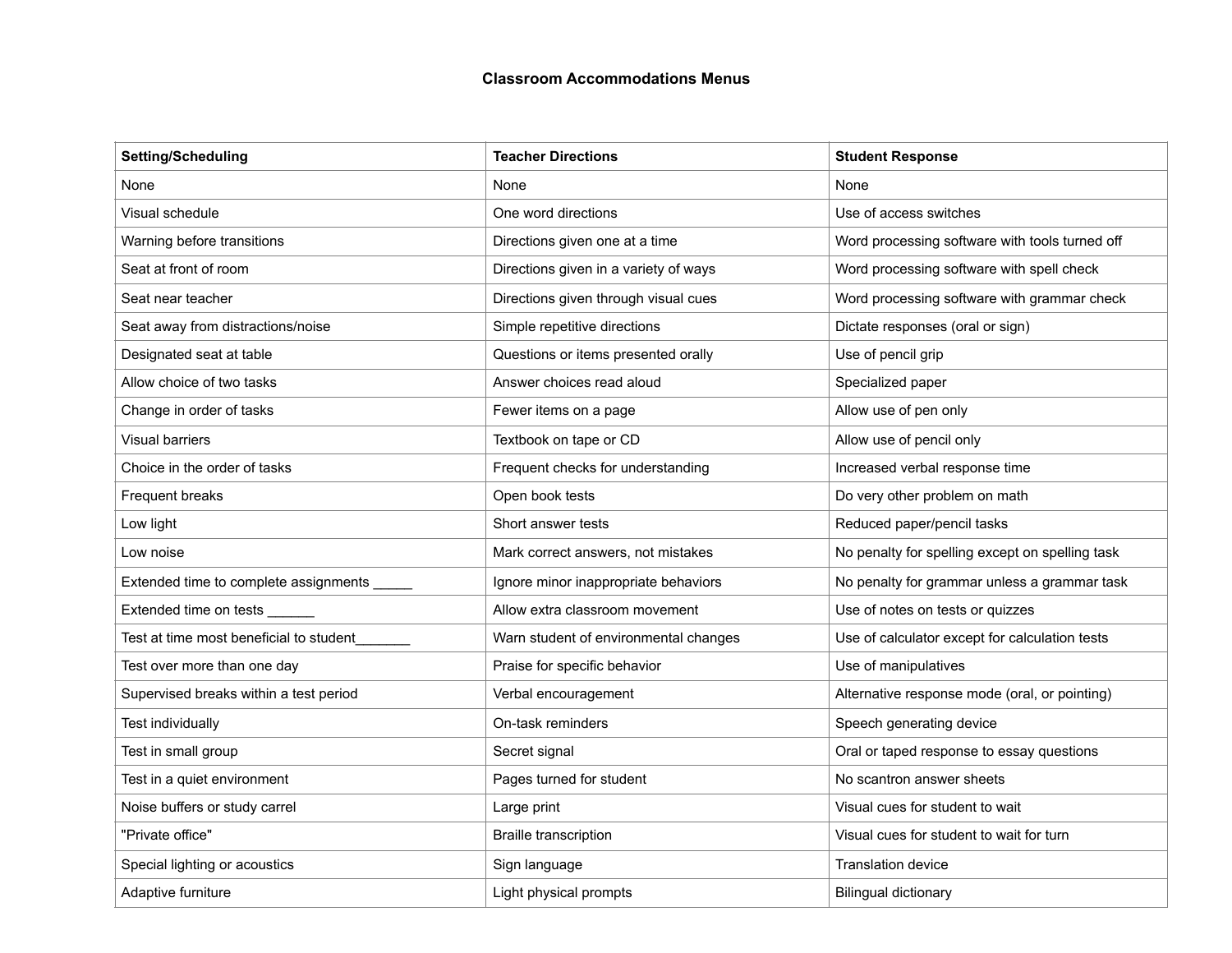# Classroom Accommodations Menus

| **Setting/Scheduling** | **Teacher Directions** | **Student Response** |
| --- | --- | --- |
| None | None | None |
| Visual schedule | One word directions | Use of access switches |
| Warning before transitions | Directions given one at a time | Word processing software with tools turned off |
| Seat at front of room | Directions given in a variety of ways | Word processing software with spell check |
| Seat near teacher | Directions given through visual cues | Word processing software with grammar check |
| Seat away from distractions/noise | Simple repetitive directions | Dictate responses (oral or sign) |
| Designated seat at table | Questions or items presented orally | Use of pencil grip |
| Allow choice of two tasks | Answer choices read aloud | Specialized paper |
| Change in order of tasks | Fewer items on a page | Allow use of pen only |
| Visual barriers | Textbook on tape or CD | Allow use of pencil only |
| Choice in the order of tasks | Frequent checks for understanding | Increased verbal response time |
| Frequent breaks | Open book tests | Do very other problem on math |
| Low light | Short answer tests | Reduced paper/pencil tasks |
| Low noise | Mark correct answers, not mistakes | No penalty for spelling except on spelling task |
| Extended time to complete assignments _____ | Ignore minor inappropriate behaviors | No penalty for grammar unless a grammar task |
| Extended time on tests ______ | Allow extra classroom movement | Use of notes on tests or quizzes |
| Test at time most beneficial to student_______ | Warn student of environmental changes | Use of calculator except for calculation tests |
| Test over more than one day | Praise for specific behavior | Use of manipulatives |
| Supervised breaks within a test period | Verbal encouragement | Alternative response mode (oral, or pointing) |
| Test individually | On-task reminders | Speech generating device |
| Test in small group | Secret signal | Oral or taped response to essay questions |
| Test in a quiet environment | Pages turned for student | No scantron answer sheets |
| Noise buffers or study carrel | Large print | Visual cues for student to wait |
| "Private office" | Braille transcription | Visual cues for student to wait for turn |
| Special lighting or acoustics | Sign language | Translation device |
| Adaptive furniture | Light physical prompts | Bilingual dictionary |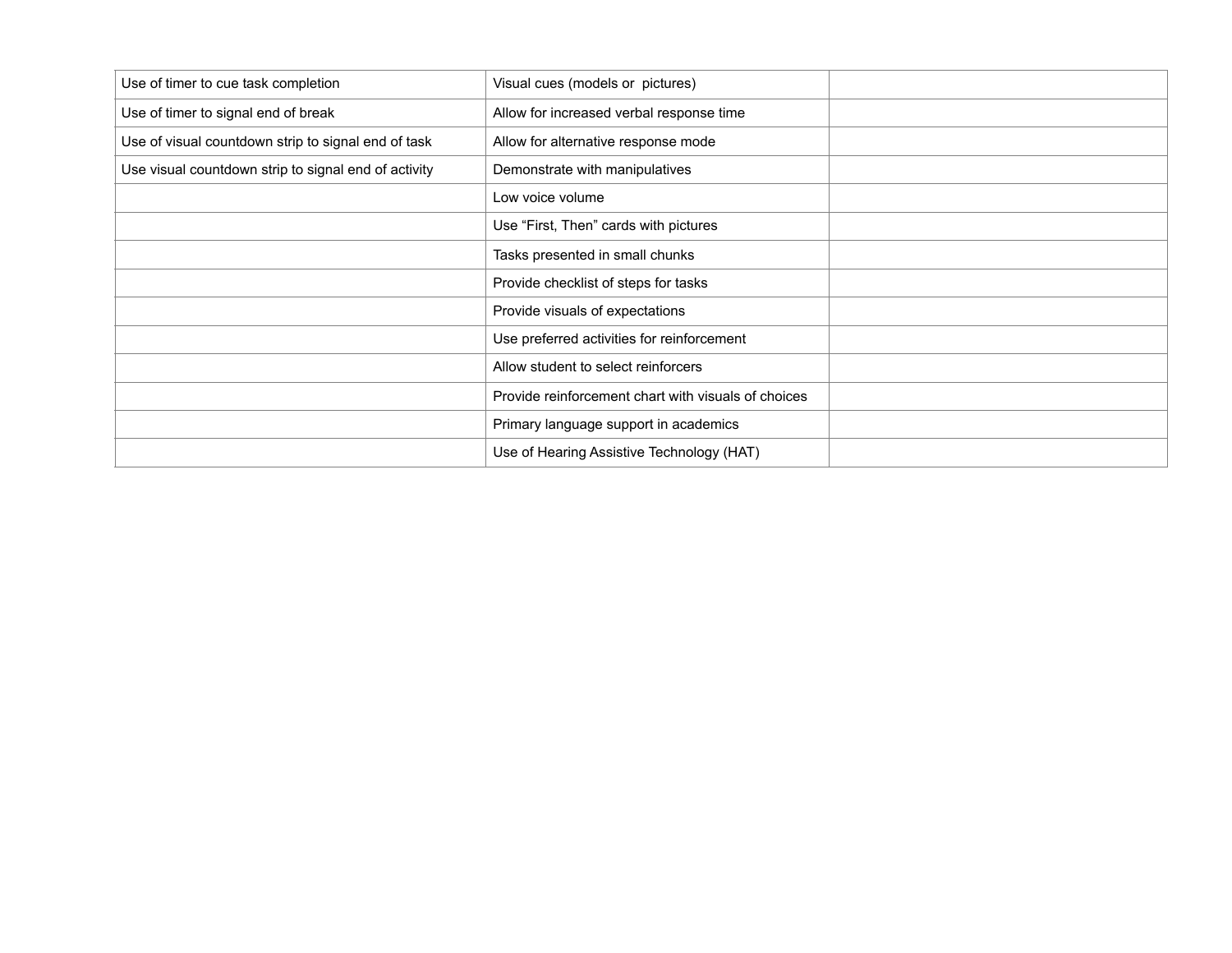| | | |
|---|---|---|
| Use of timer to cue task completion | Visual cues (models or pictures) | |
| Use of timer to signal end of break | Allow for increased verbal response time | |
| Use of visual countdown strip to signal end of task | Allow for alternative response mode | |
| Use visual countdown strip to signal end of activity | Demonstrate with manipulatives | |
| | Low voice volume | |
| | Use “First, Then” cards with pictures | |
| | Tasks presented in small chunks | |
| | Provide checklist of steps for tasks | |
| | Provide visuals of expectations | |
| | Use preferred activities for reinforcement | |
| | Allow student to select reinforcers | |
| | Provide reinforcement chart with visuals of choices | |
| | Primary language support in academics | |
| | Use of Hearing Assistive Technology (HAT) | |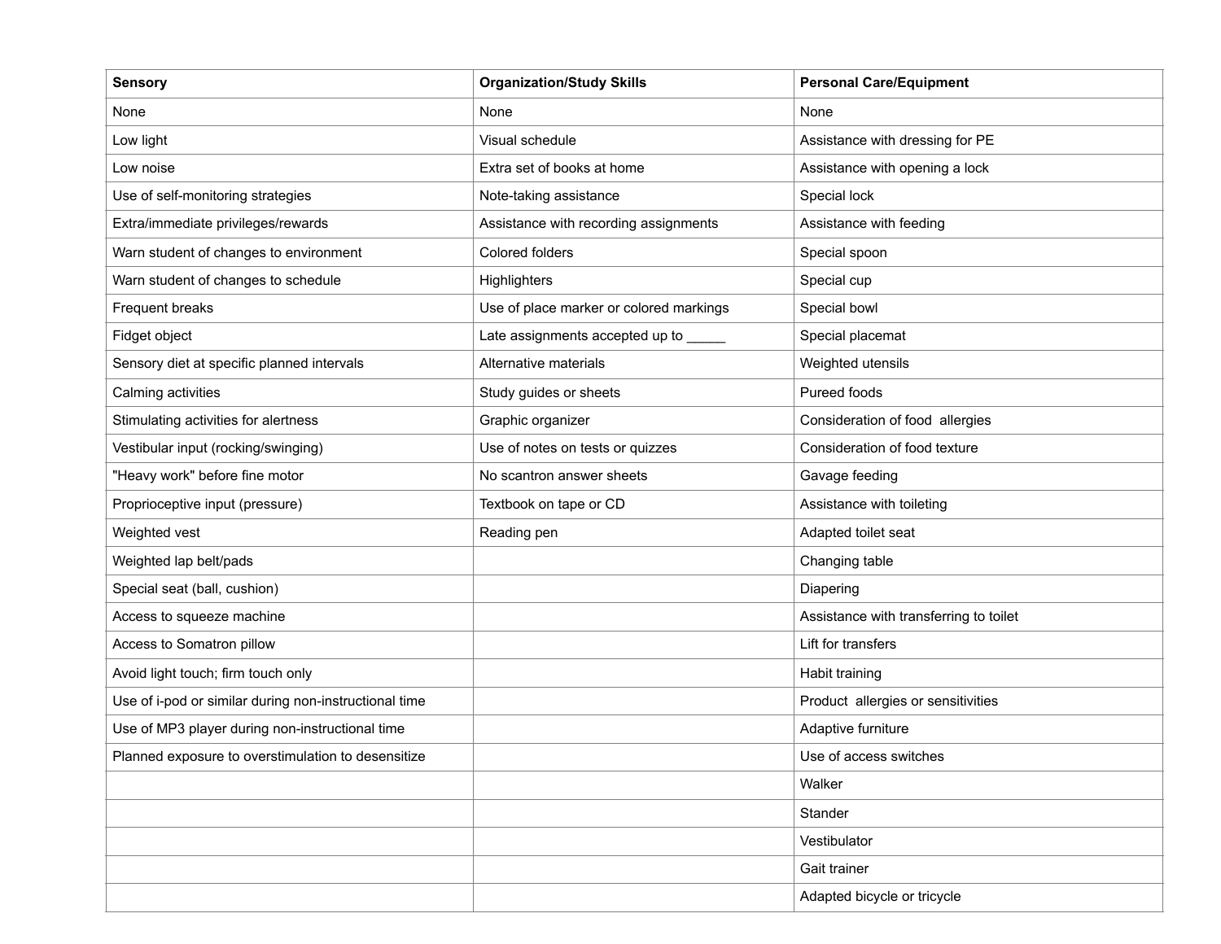| **Sensory** | **Organization/Study Skills** | **Personal Care/Equipment** |
|---|---|---|
| None | None | None |
| Low light | Visual schedule | Assistance with dressing for PE |
| Low noise | Extra set of books at home | Assistance with opening a lock |
| Use of self-monitoring strategies | Note-taking assistance | Special lock |
| Extra/immediate privileges/rewards | Assistance with recording assignments | Assistance with feeding |
| Warn student of changes to environment | Colored folders | Special spoon |
| Warn student of changes to schedule | Highlighters | Special cup |
| Frequent breaks | Use of place marker or colored markings | Special bowl |
| Fidget object | Late assignments accepted up to _____ | Special placemat |
| Sensory diet at specific planned intervals | Alternative materials | Weighted utensils |
| Calming activities | Study guides or sheets | Pureed foods |
| Stimulating activities for alertness | Graphic organizer | Consideration of food allergies |
| Vestibular input (rocking/swinging) | Use of notes on tests or quizzes | Consideration of food texture |
| "Heavy work" before fine motor | No scantron answer sheets | Gavage feeding |
| Proprioceptive input (pressure) | Textbook on tape or CD | Assistance with toileting |
| Weighted vest | Reading pen | Adapted toilet seat |
| Weighted lap belt/pads | | Changing table |
| Special seat (ball, cushion) | | Diapering |
| Access to squeeze machine | | Assistance with transferring to toilet |
| Access to Somatron pillow | | Lift for transfers |
| Avoid light touch; firm touch only | | Habit training |
| Use of i-pod or similar during non-instructional time | | Product allergies or sensitivities |
| Use of MP3 player during non-instructional time | | Adaptive furniture |
| Planned exposure to overstimulation to desensitize | | Use of access switches |
| | | Walker |
| | | Stander |
| | | Vestibulator |
| | | Gait trainer |
| | | Adapted bicycle or tricycle |